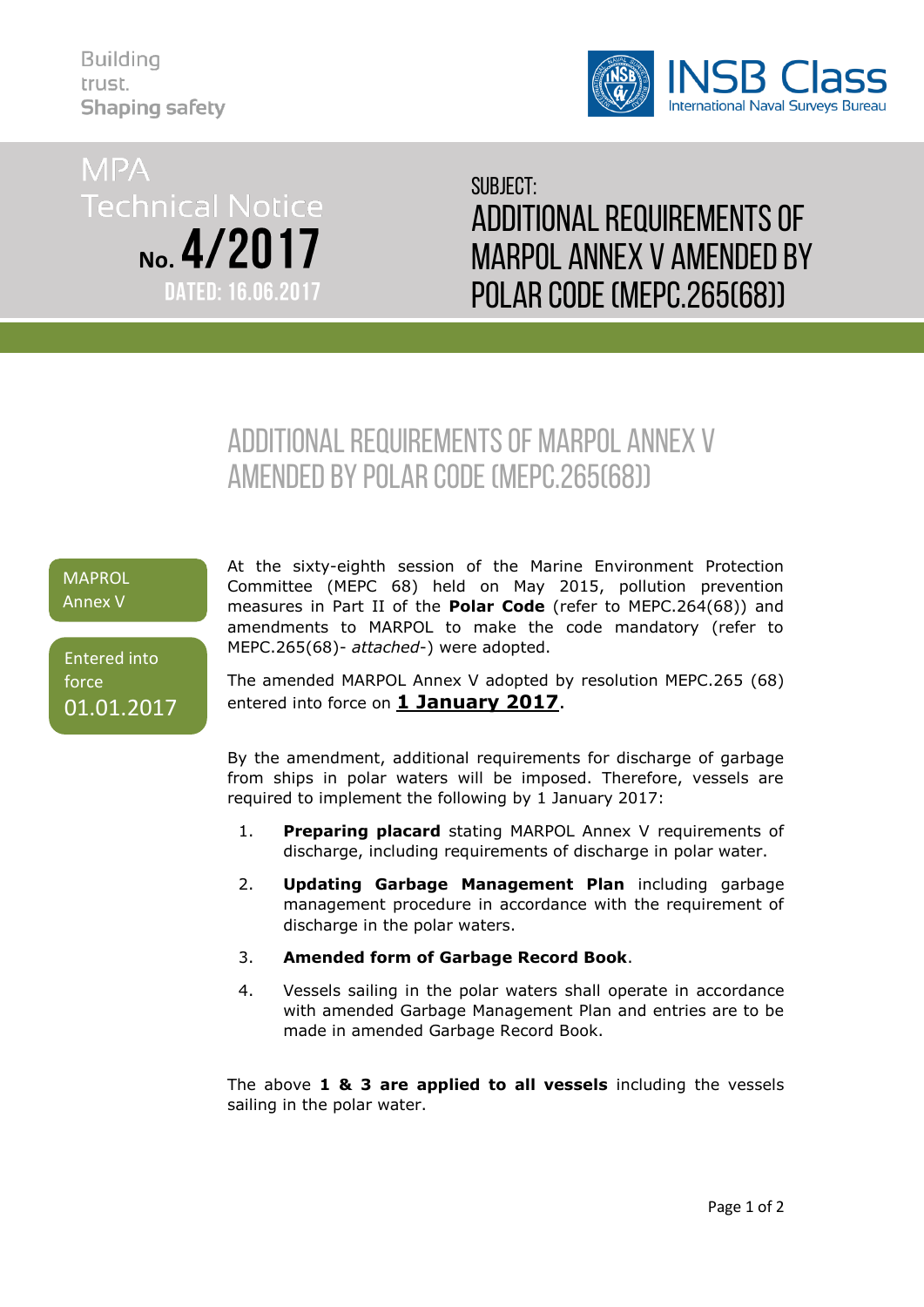Building
trust.
Shaping safety

INSB Class
International Naval Surveys Bureau

MPA
Technical Notice
No. 4/2017
DATED: 16.06.2017

SUBJECT:
ADDITIONAL REQUIREMENTS OF MARPOL ANNEX V AMENDED BY POLAR CODE (MEPC.265(68))

# ADDITIONAL REQUIREMENTS OF MARPOL ANNEX V AMENDED BY POLAR CODE (MEPC.265(68))

MAPROL Annex V

Entered into force 01.01.2017

At the sixty-eighth session of the Marine Environment Protection Committee (MEPC 68) held on May 2015, pollution prevention measures in Part II of the **Polar Code** (refer to MEPC.264(68)) and amendments to MARPOL to make the code mandatory (refer to MEPC.265(68)- *attached*-) were adopted.

The amended MARPOL Annex V adopted by resolution MEPC.265 (68) entered into force on **1 January 2017**.

By the amendment, additional requirements for discharge of garbage from ships in polar waters will be imposed. Therefore, vessels are required to implement the following by 1 January 2017:

1. **Preparing placard** stating MARPOL Annex V requirements of discharge, including requirements of discharge in polar water.
2. **Updating Garbage Management Plan** including garbage management procedure in accordance with the requirement of discharge in the polar waters.
3. **Amended form of Garbage Record Book**.
4. Vessels sailing in the polar waters shall operate in accordance with amended Garbage Management Plan and entries are to be made in amended Garbage Record Book.

The above **1 & 3 are applied to all vessels** including the vessels sailing in the polar water.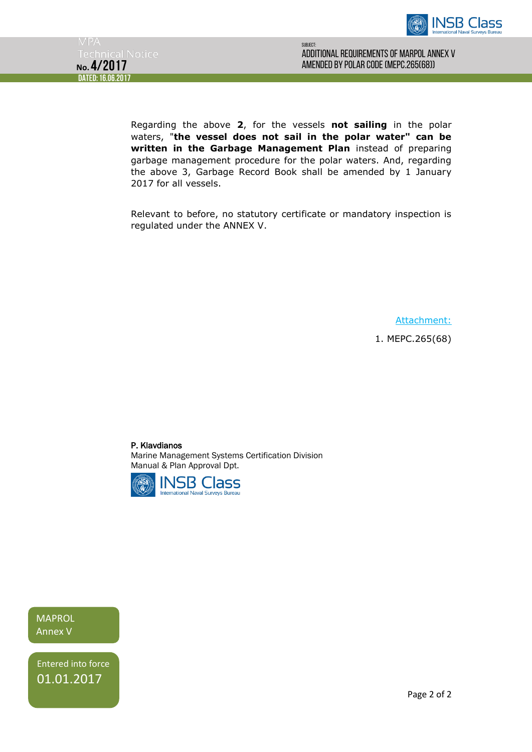Regarding the above **2**, for the vessels **not sailing** in the polar waters, "**the vessel does not sail in the polar water" can be written in the Garbage Management Plan** instead of preparing garbage management procedure for the polar waters. And, regarding the above 3, Garbage Record Book shall be amended by 1 January 2017 for all vessels.

Relevant to before, no statutory certificate or mandatory inspection is regulated under the ANNEX V.

Attachment:

1. MEPC.265(68)

**P. Klavdianos**
Marine Management Systems Certification Division
Manual & Plan Approval Dpt.

INSB Class
International Naval Surveys Bureau

MAPROL
Annex V

Entered into force
01.01.2017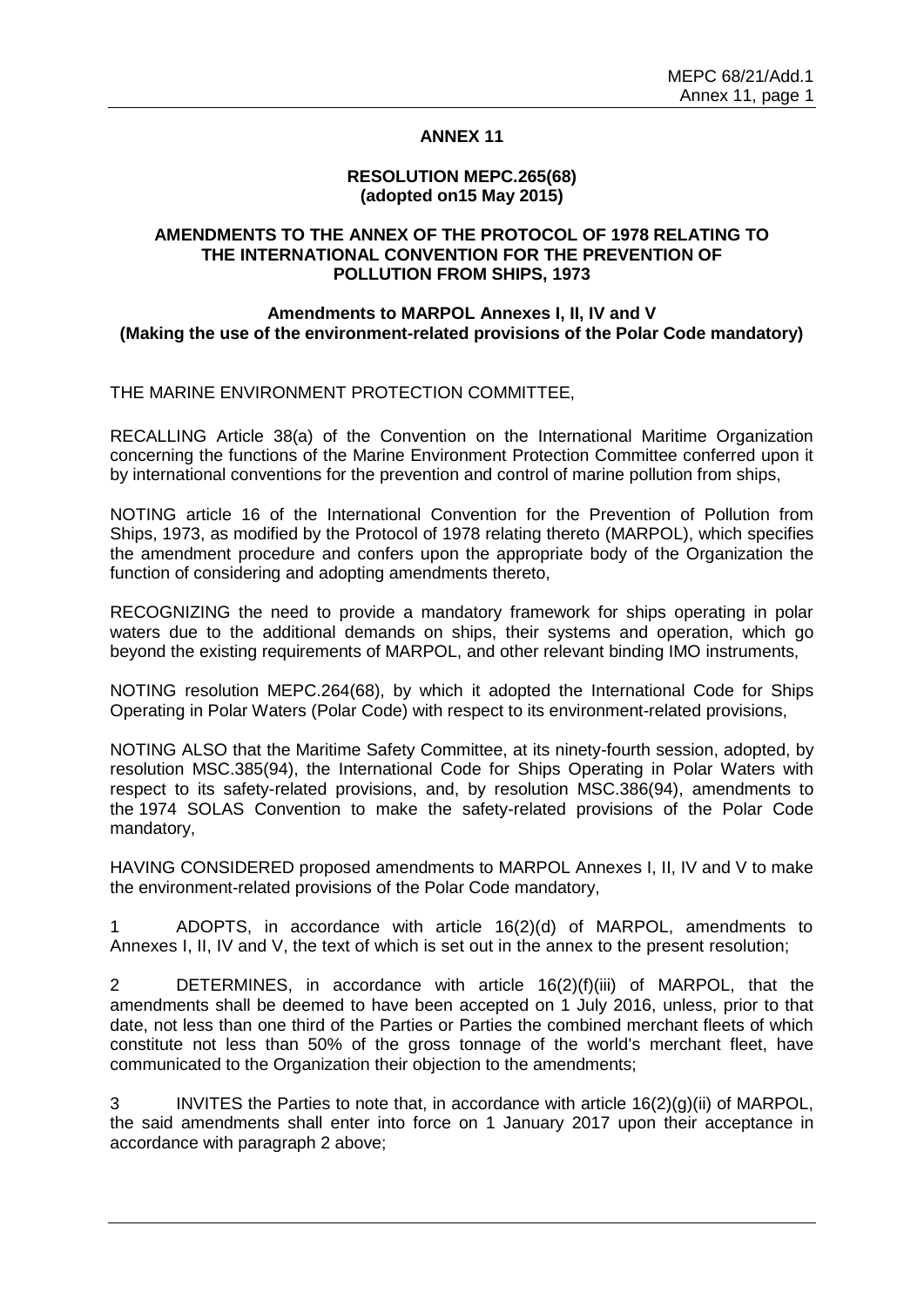# ANNEX 11

## RESOLUTION MEPC.265(68) (adopted on15 May 2015)

## AMENDMENTS TO THE ANNEX OF THE PROTOCOL OF 1978 RELATING TO THE INTERNATIONAL CONVENTION FOR THE PREVENTION OF POLLUTION FROM SHIPS, 1973

### Amendments to MARPOL Annexes I, II, IV and V (Making the use of the environment-related provisions of the Polar Code mandatory)

THE MARINE ENVIRONMENT PROTECTION COMMITTEE,

RECALLING Article 38(a) of the Convention on the International Maritime Organization concerning the functions of the Marine Environment Protection Committee conferred upon it by international conventions for the prevention and control of marine pollution from ships,

NOTING article 16 of the International Convention for the Prevention of Pollution from Ships, 1973, as modified by the Protocol of 1978 relating thereto (MARPOL), which specifies the amendment procedure and confers upon the appropriate body of the Organization the function of considering and adopting amendments thereto,

RECOGNIZING the need to provide a mandatory framework for ships operating in polar waters due to the additional demands on ships, their systems and operation, which go beyond the existing requirements of MARPOL, and other relevant binding IMO instruments,

NOTING resolution MEPC.264(68), by which it adopted the International Code for Ships Operating in Polar Waters (Polar Code) with respect to its environment-related provisions,

NOTING ALSO that the Maritime Safety Committee, at its ninety-fourth session, adopted, by resolution MSC.385(94), the International Code for Ships Operating in Polar Waters with respect to its safety-related provisions, and, by resolution MSC.386(94), amendments to the 1974 SOLAS Convention to make the safety-related provisions of the Polar Code mandatory,

HAVING CONSIDERED proposed amendments to MARPOL Annexes I, II, IV and V to make the environment-related provisions of the Polar Code mandatory,

1 ADOPTS, in accordance with article 16(2)(d) of MARPOL, amendments to Annexes I, II, IV and V, the text of which is set out in the annex to the present resolution;

2 DETERMINES, in accordance with article 16(2)(f)(iii) of MARPOL, that the amendments shall be deemed to have been accepted on 1 July 2016, unless, prior to that date, not less than one third of the Parties or Parties the combined merchant fleets of which constitute not less than 50% of the gross tonnage of the world's merchant fleet, have communicated to the Organization their objection to the amendments;

3 INVITES the Parties to note that, in accordance with article 16(2)(g)(ii) of MARPOL, the said amendments shall enter into force on 1 January 2017 upon their acceptance in accordance with paragraph 2 above;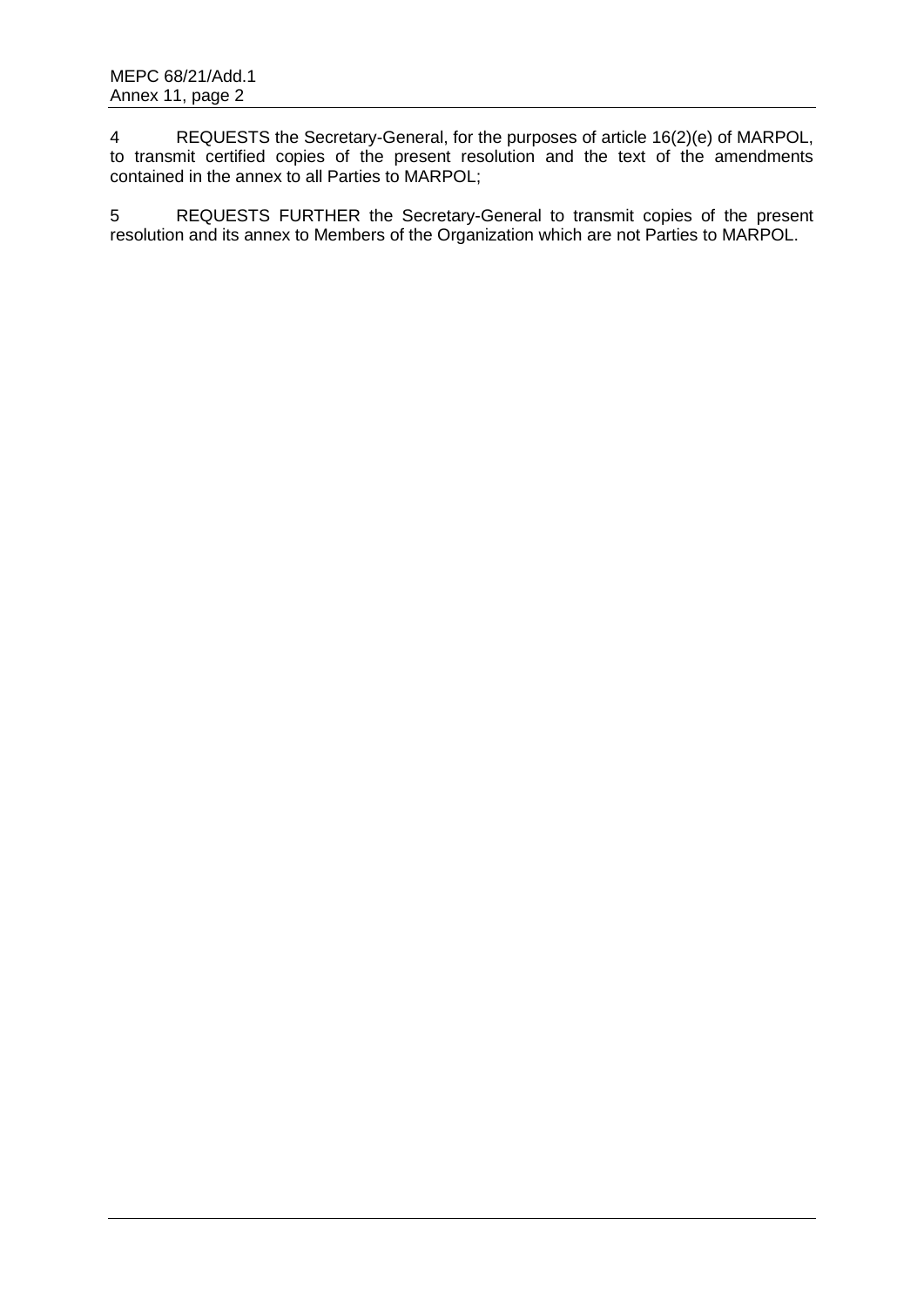4 REQUESTS the Secretary-General, for the purposes of article 16(2)(e) of MARPOL, to transmit certified copies of the present resolution and the text of the amendments contained in the annex to all Parties to MARPOL;

5 REQUESTS FURTHER the Secretary-General to transmit copies of the present resolution and its annex to Members of the Organization which are not Parties to MARPOL.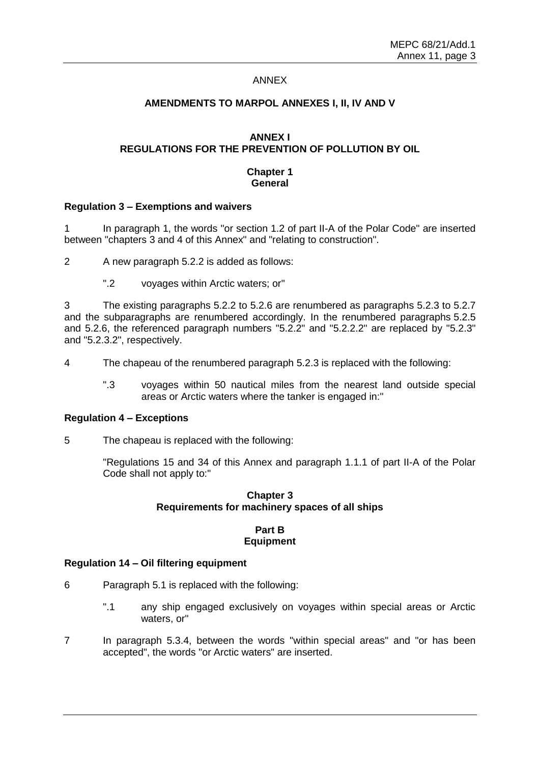ANNEX

## AMENDMENTS TO MARPOL ANNEXES I, II, IV AND V

## ANNEX I
## REGULATIONS FOR THE PREVENTION OF POLLUTION BY OIL

### Chapter 1
### General

**Regulation 3 – Exemptions and waivers**

1 In paragraph 1, the words "or section 1.2 of part II-A of the Polar Code" are inserted between "chapters 3 and 4 of this Annex" and "relating to construction".

2 A new paragraph 5.2.2 is added as follows:

> ".2 voyages within Arctic waters; or"

3 The existing paragraphs 5.2.2 to 5.2.6 are renumbered as paragraphs 5.2.3 to 5.2.7 and the subparagraphs are renumbered accordingly. In the renumbered paragraphs 5.2.5 and 5.2.6, the referenced paragraph numbers "5.2.2" and "5.2.2.2" are replaced by "5.2.3" and "5.2.3.2", respectively.

4 The chapeau of the renumbered paragraph 5.2.3 is replaced with the following:

> ".3 voyages within 50 nautical miles from the nearest land outside special areas or Arctic waters where the tanker is engaged in:"

**Regulation 4 – Exceptions**

5 The chapeau is replaced with the following:

> "Regulations 15 and 34 of this Annex and paragraph 1.1.1 of part II-A of the Polar Code shall not apply to:"

### Chapter 3
### Requirements for machinery spaces of all ships

### Part B
### Equipment

**Regulation 14 – Oil filtering equipment**

6 Paragraph 5.1 is replaced with the following:

> ".1 any ship engaged exclusively on voyages within special areas or Arctic waters, or"

7 In paragraph 5.3.4, between the words "within special areas" and "or has been accepted", the words "or Arctic waters" are inserted.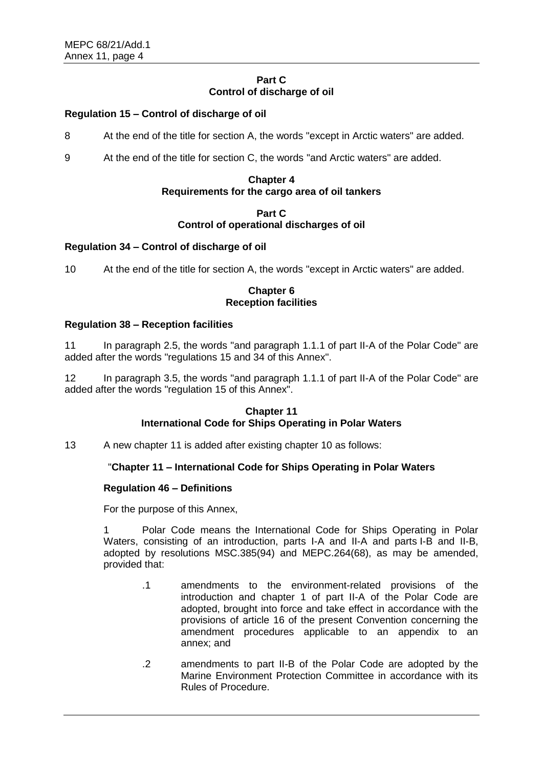**Part C**
**Control of discharge of oil**

**Regulation 15 – Control of discharge of oil**

8 At the end of the title for section A, the words "except in Arctic waters" are added.

9 At the end of the title for section C, the words "and Arctic waters" are added.

**Chapter 4**
**Requirements for the cargo area of oil tankers**

**Part C**
**Control of operational discharges of oil**

**Regulation 34 – Control of discharge of oil**

10 At the end of the title for section A, the words "except in Arctic waters" are added.

**Chapter 6**
**Reception facilities**

**Regulation 38 – Reception facilities**

11 In paragraph 2.5, the words "and paragraph 1.1.1 of part II-A of the Polar Code" are added after the words "regulations 15 and 34 of this Annex".

12 In paragraph 3.5, the words "and paragraph 1.1.1 of part II-A of the Polar Code" are added after the words "regulation 15 of this Annex".

**Chapter 11**
**International Code for Ships Operating in Polar Waters**

13 A new chapter 11 is added after existing chapter 10 as follows:

"**Chapter 11 – International Code for Ships Operating in Polar Waters**

**Regulation 46 – Definitions**

For the purpose of this Annex,

1 Polar Code means the International Code for Ships Operating in Polar Waters, consisting of an introduction, parts I-A and II-A and parts I-B and II-B, adopted by resolutions MSC.385(94) and MEPC.264(68), as may be amended, provided that:

.1 amendments to the environment-related provisions of the introduction and chapter 1 of part II-A of the Polar Code are adopted, brought into force and take effect in accordance with the provisions of article 16 of the present Convention concerning the amendment procedures applicable to an appendix to an annex; and

.2 amendments to part II-B of the Polar Code are adopted by the Marine Environment Protection Committee in accordance with its Rules of Procedure.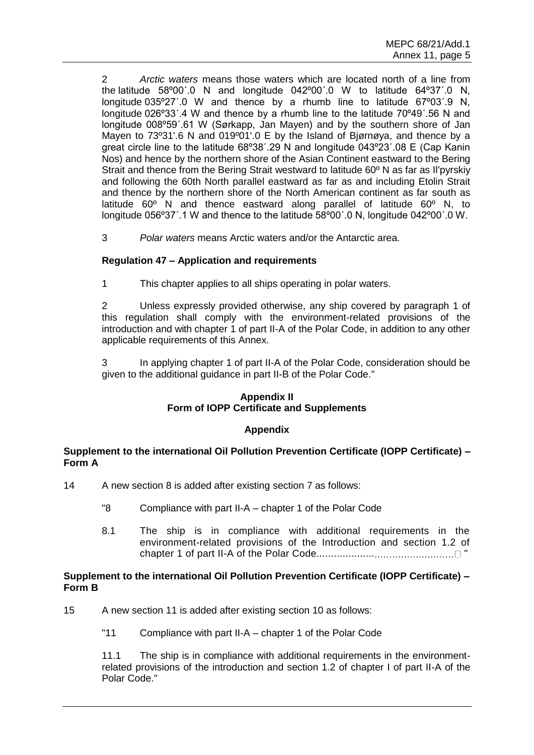2 *Arctic waters* means those waters which are located north of a line from the latitude 58º00´.0 N and longitude 042º00´.0 W to latitude 64º37´.0 N, longitude 035º27´.0 W and thence by a rhumb line to latitude 67º03´.9 N, longitude 026º33´.4 W and thence by a rhumb line to the latitude 70º49´.56 N and longitude 008º59´.61 W (Sørkapp, Jan Mayen) and by the southern shore of Jan Mayen to 73º31'.6 N and 019º01'.0 E by the Island of Bjørnøya, and thence by a great circle line to the latitude 68º38´.29 N and longitude 043º23´.08 E (Cap Kanin Nos) and hence by the northern shore of the Asian Continent eastward to the Bering Strait and thence from the Bering Strait westward to latitude 60º N as far as Il'pyrskiy and following the 60th North parallel eastward as far as and including Etolin Strait and thence by the northern shore of the North American continent as far south as latitude 60º N and thence eastward along parallel of latitude 60º N, to longitude 056º37´.1 W and thence to the latitude 58º00´.0 N, longitude 042º00´.0 W.

3 *Polar waters* means Arctic waters and/or the Antarctic area.

**Regulation 47 – Application and requirements**

1 This chapter applies to all ships operating in polar waters.

2 Unless expressly provided otherwise, any ship covered by paragraph 1 of this regulation shall comply with the environment-related provisions of the introduction and with chapter 1 of part II-A of the Polar Code, in addition to any other applicable requirements of this Annex.

3 In applying chapter 1 of part II-A of the Polar Code, consideration should be given to the additional guidance in part II-B of the Polar Code."

**Appendix II**
**Form of IOPP Certificate and Supplements**

**Appendix**

**Supplement to the international Oil Pollution Prevention Certificate (IOPP Certificate) – Form A**

14 A new section 8 is added after existing section 7 as follows:

"8 Compliance with part II-A – chapter 1 of the Polar Code

8.1 The ship is in compliance with additional requirements in the environment-related provisions of the Introduction and section 1.2 of chapter 1 of part II-A of the Polar Code............................................□ "

**Supplement to the international Oil Pollution Prevention Certificate (IOPP Certificate) – Form B**

15 A new section 11 is added after existing section 10 as follows:

"11 Compliance with part II-A – chapter 1 of the Polar Code

11.1 The ship is in compliance with additional requirements in the environment-related provisions of the introduction and section 1.2 of chapter I of part II-A of the Polar Code."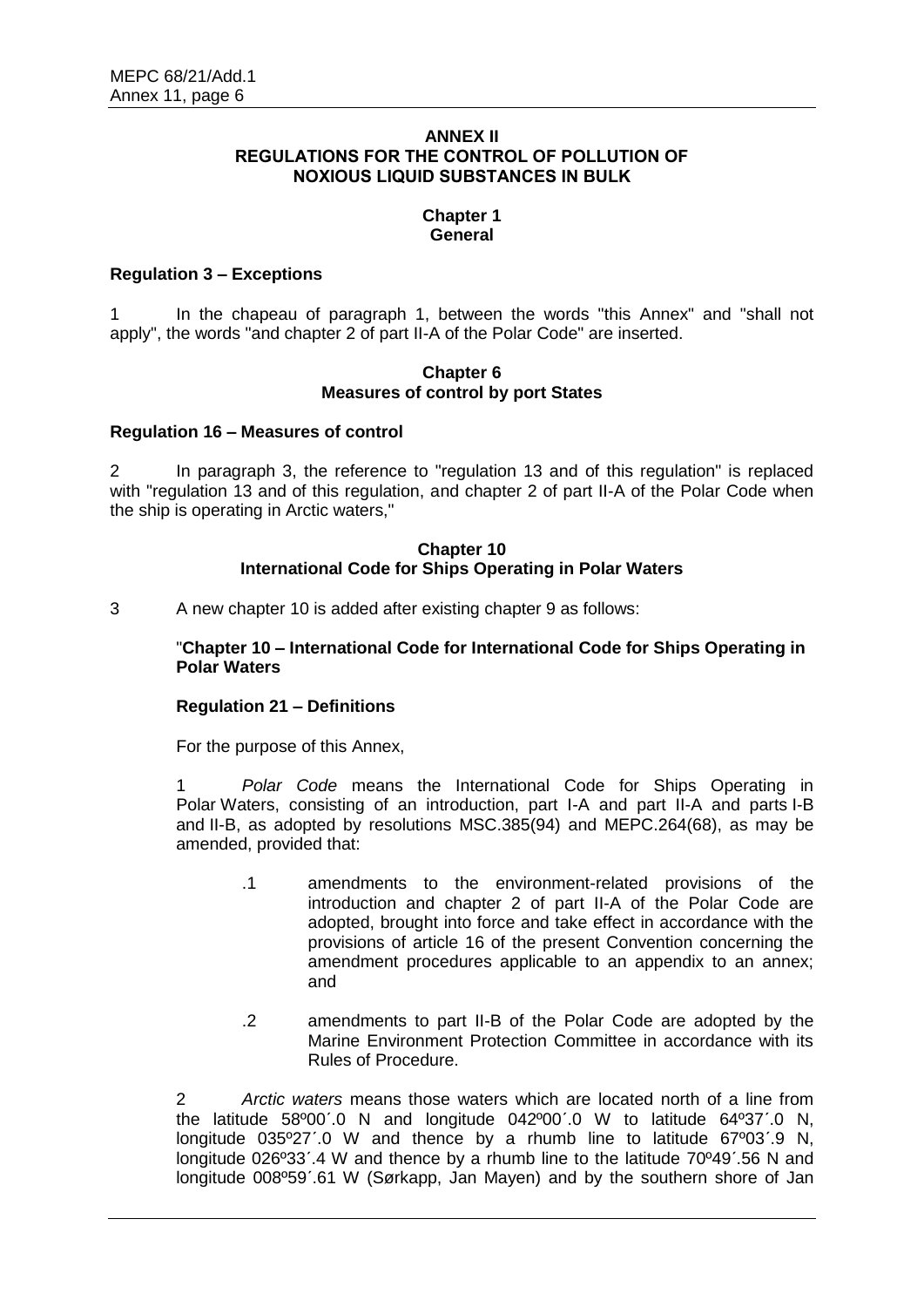## ANNEX II
## REGULATIONS FOR THE CONTROL OF POLLUTION OF NOXIOUS LIQUID SUBSTANCES IN BULK

### Chapter 1
### General

**Regulation 3 – Exceptions**

1 In the chapeau of paragraph 1, between the words "this Annex" and "shall not apply", the words "and chapter 2 of part II-A of the Polar Code" are inserted.

### Chapter 6
### Measures of control by port States

**Regulation 16 – Measures of control**

2 In paragraph 3, the reference to "regulation 13 and of this regulation" is replaced with "regulation 13 and of this regulation, and chapter 2 of part II-A of the Polar Code when the ship is operating in Arctic waters,"

### Chapter 10
### International Code for Ships Operating in Polar Waters

3 A new chapter 10 is added after existing chapter 9 as follows:

"**Chapter 10 – International Code for International Code for Ships Operating in Polar Waters**

**Regulation 21 – Definitions**

For the purpose of this Annex,

1 *Polar Code* means the International Code for Ships Operating in Polar Waters, consisting of an introduction, part I-A and part II-A and parts I-B and II-B, as adopted by resolutions MSC.385(94) and MEPC.264(68), as may be amended, provided that:

> .1 amendments to the environment-related provisions of the introduction and chapter 2 of part II-A of the Polar Code are adopted, brought into force and take effect in accordance with the provisions of article 16 of the present Convention concerning the amendment procedures applicable to an appendix to an annex; and
>
> .2 amendments to part II-B of the Polar Code are adopted by the Marine Environment Protection Committee in accordance with its Rules of Procedure.

2 *Arctic waters* means those waters which are located north of a line from the latitude 58º00´.0 N and longitude 042º00´.0 W to latitude 64º37´.0 N, longitude 035º27´.0 W and thence by a rhumb line to latitude 67º03´.9 N, longitude 026º33´.4 W and thence by a rhumb line to the latitude 70º49´.56 N and longitude 008º59´.61 W (Sørkapp, Jan Mayen) and by the southern shore of Jan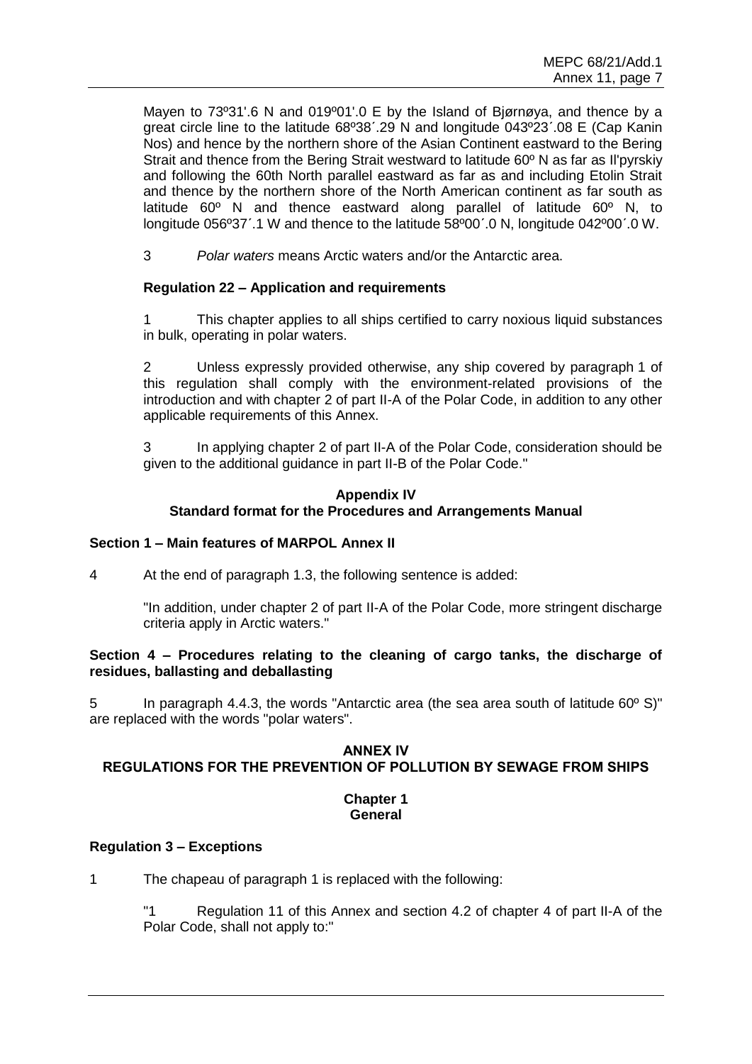Mayen to 73º31'.6 N and 019º01'.0 E by the Island of Bjørnøya, and thence by a great circle line to the latitude 68º38´.29 N and longitude 043º23´.08 E (Cap Kanin Nos) and hence by the northern shore of the Asian Continent eastward to the Bering Strait and thence from the Bering Strait westward to latitude 60º N as far as Il'pyrskiy and following the 60th North parallel eastward as far as and including Etolin Strait and thence by the northern shore of the North American continent as far south as latitude 60º N and thence eastward along parallel of latitude 60º N, to longitude 056º37´.1 W and thence to the latitude 58º00´.0 N, longitude 042º00´.0 W.

3 *Polar waters* means Arctic waters and/or the Antarctic area.

**Regulation 22 – Application and requirements**

1 This chapter applies to all ships certified to carry noxious liquid substances in bulk, operating in polar waters.

2 Unless expressly provided otherwise, any ship covered by paragraph 1 of this regulation shall comply with the environment-related provisions of the introduction and with chapter 2 of part II-A of the Polar Code, in addition to any other applicable requirements of this Annex.

3 In applying chapter 2 of part II-A of the Polar Code, consideration should be given to the additional guidance in part II-B of the Polar Code."

**Appendix IV**
**Standard format for the Procedures and Arrangements Manual**

**Section 1 – Main features of MARPOL Annex II**

4 At the end of paragraph 1.3, the following sentence is added:

"In addition, under chapter 2 of part II-A of the Polar Code, more stringent discharge criteria apply in Arctic waters."

**Section 4 – Procedures relating to the cleaning of cargo tanks, the discharge of residues, ballasting and deballasting**

5 In paragraph 4.4.3, the words "Antarctic area (the sea area south of latitude 60º S)" are replaced with the words "polar waters".

## ANNEX IV
## REGULATIONS FOR THE PREVENTION OF POLLUTION BY SEWAGE FROM SHIPS

### Chapter 1
### General

**Regulation 3 – Exceptions**

1 The chapeau of paragraph 1 is replaced with the following:

"1 Regulation 11 of this Annex and section 4.2 of chapter 4 of part II-A of the Polar Code, shall not apply to:"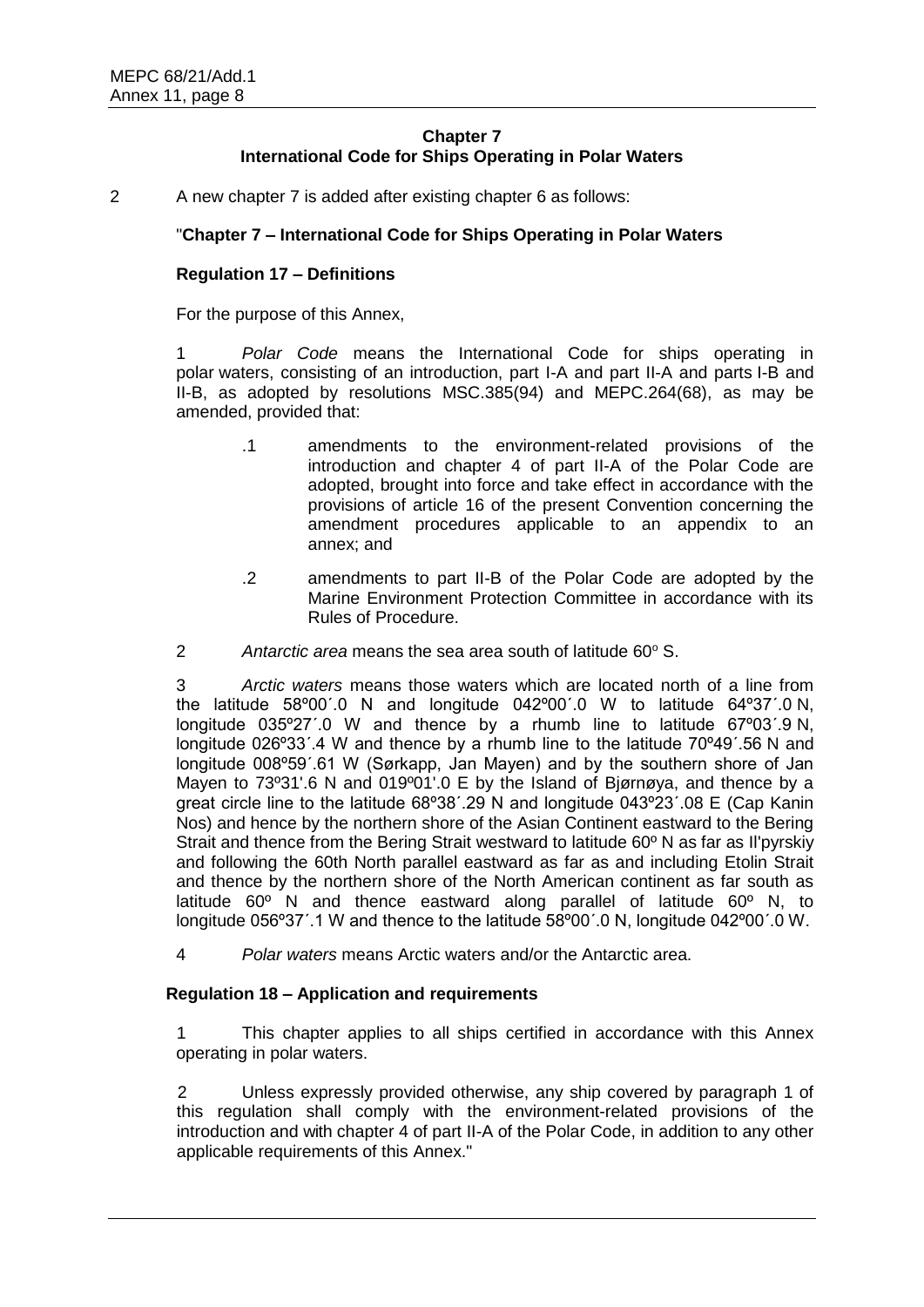**Chapter 7**
**International Code for Ships Operating in Polar Waters**

2 A new chapter 7 is added after existing chapter 6 as follows:

"**Chapter 7 – International Code for Ships Operating in Polar Waters**

**Regulation 17 – Definitions**

For the purpose of this Annex,

1 *Polar Code* means the International Code for ships operating in polar waters, consisting of an introduction, part I-A and part II-A and parts I-B and II-B, as adopted by resolutions MSC.385(94) and MEPC.264(68), as may be amended, provided that:

.1 amendments to the environment-related provisions of the introduction and chapter 4 of part II-A of the Polar Code are adopted, brought into force and take effect in accordance with the provisions of article 16 of the present Convention concerning the amendment procedures applicable to an appendix to an annex; and

.2 amendments to part II-B of the Polar Code are adopted by the Marine Environment Protection Committee in accordance with its Rules of Procedure.

2 *Antarctic area* means the sea area south of latitude 60º S.

3 *Arctic waters* means those waters which are located north of a line from the latitude 58º00´.0 N and longitude 042º00´.0 W to latitude 64º37´.0 N, longitude 035º27´.0 W and thence by a rhumb line to latitude 67º03´.9 N, longitude 026º33´.4 W and thence by a rhumb line to the latitude 70º49´.56 N and longitude 008º59´.61 W (Sørkapp, Jan Mayen) and by the southern shore of Jan Mayen to 73º31'.6 N and 019º01'.0 E by the Island of Bjørnøya, and thence by a great circle line to the latitude 68º38´.29 N and longitude 043º23´.08 E (Cap Kanin Nos) and hence by the northern shore of the Asian Continent eastward to the Bering Strait and thence from the Bering Strait westward to latitude 60º N as far as Il'pyrskiy and following the 60th North parallel eastward as far as and including Etolin Strait and thence by the northern shore of the North American continent as far south as latitude 60º N and thence eastward along parallel of latitude 60º N, to longitude 056º37´.1 W and thence to the latitude 58º00´.0 N, longitude 042º00´.0 W.

4 *Polar waters* means Arctic waters and/or the Antarctic area.

**Regulation 18 – Application and requirements**

1 This chapter applies to all ships certified in accordance with this Annex operating in polar waters.

2 Unless expressly provided otherwise, any ship covered by paragraph 1 of this regulation shall comply with the environment-related provisions of the introduction and with chapter 4 of part II-A of the Polar Code, in addition to any other applicable requirements of this Annex."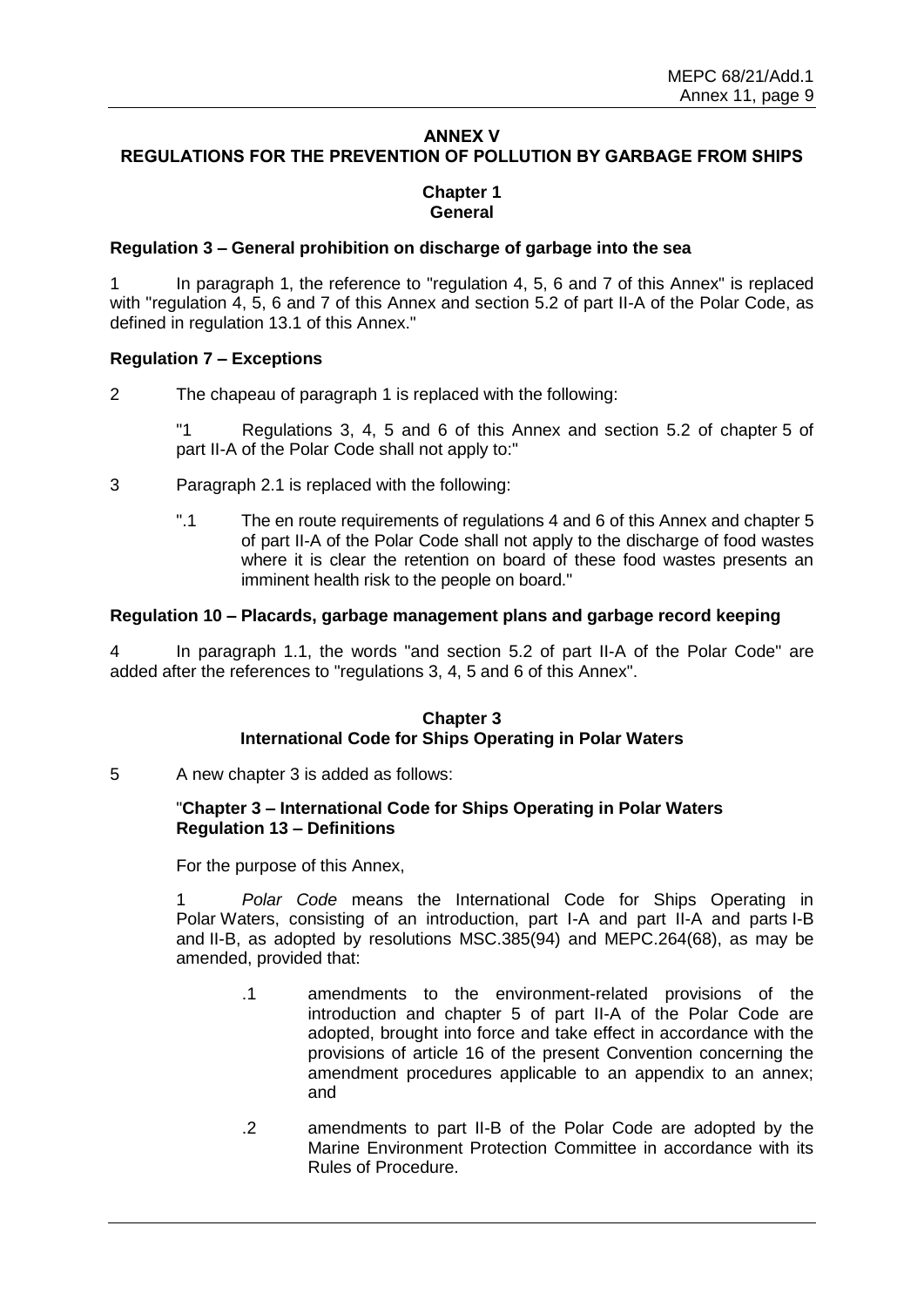# ANNEX V
# REGULATIONS FOR THE PREVENTION OF POLLUTION BY GARBAGE FROM SHIPS

## Chapter 1
## General

**Regulation 3 – General prohibition on discharge of garbage into the sea**

1 In paragraph 1, the reference to "regulation 4, 5, 6 and 7 of this Annex" is replaced with "regulation 4, 5, 6 and 7 of this Annex and section 5.2 of part II-A of the Polar Code, as defined in regulation 13.1 of this Annex."

**Regulation 7 – Exceptions**

2 The chapeau of paragraph 1 is replaced with the following:

> "1 Regulations 3, 4, 5 and 6 of this Annex and section 5.2 of chapter 5 of part II-A of the Polar Code shall not apply to:"

3 Paragraph 2.1 is replaced with the following:

> ".1 The en route requirements of regulations 4 and 6 of this Annex and chapter 5 of part II-A of the Polar Code shall not apply to the discharge of food wastes where it is clear the retention on board of these food wastes presents an imminent health risk to the people on board."

**Regulation 10 – Placards, garbage management plans and garbage record keeping**

4 In paragraph 1.1, the words "and section 5.2 of part II-A of the Polar Code" are added after the references to "regulations 3, 4, 5 and 6 of this Annex".

## Chapter 3
## International Code for Ships Operating in Polar Waters

5 A new chapter 3 is added as follows:

> "**Chapter 3 – International Code for Ships Operating in Polar Waters**
> **Regulation 13 – Definitions**
>
> For the purpose of this Annex,
>
> 1 *Polar Code* means the International Code for Ships Operating in Polar Waters, consisting of an introduction, part I-A and part II-A and parts I-B and II-B, as adopted by resolutions MSC.385(94) and MEPC.264(68), as may be amended, provided that:
>
> .1 amendments to the environment-related provisions of the introduction and chapter 5 of part II-A of the Polar Code are adopted, brought into force and take effect in accordance with the provisions of article 16 of the present Convention concerning the amendment procedures applicable to an appendix to an annex; and
>
> .2 amendments to part II-B of the Polar Code are adopted by the Marine Environment Protection Committee in accordance with its Rules of Procedure.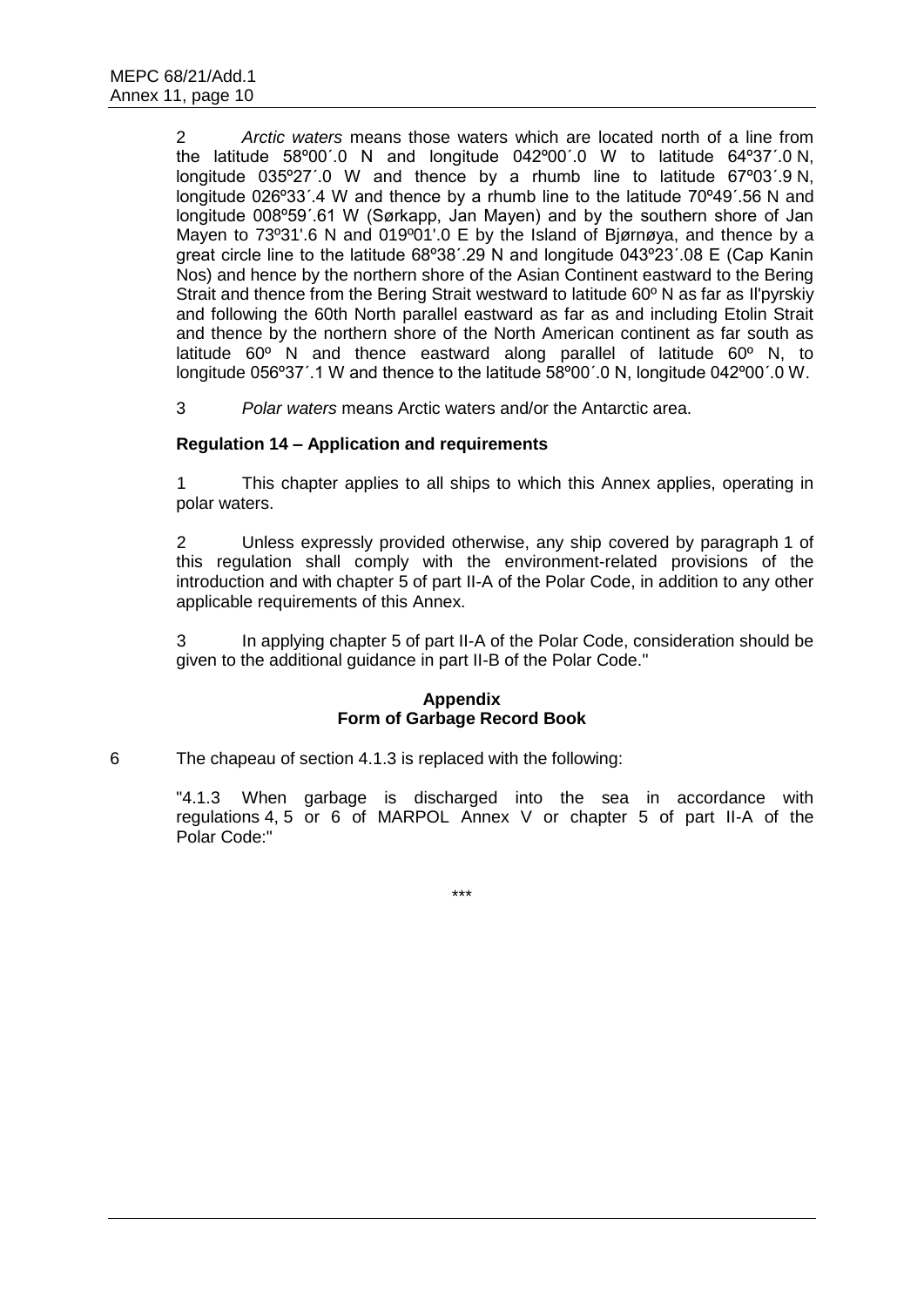2 *Arctic waters* means those waters which are located north of a line from the latitude 58º00´.0 N and longitude 042º00´.0 W to latitude 64º37´.0 N, longitude 035º27´.0 W and thence by a rhumb line to latitude 67º03´.9 N, longitude 026º33´.4 W and thence by a rhumb line to the latitude 70º49´.56 N and longitude 008º59´.61 W (Sørkapp, Jan Mayen) and by the southern shore of Jan Mayen to 73º31'.6 N and 019º01'.0 E by the Island of Bjørnøya, and thence by a great circle line to the latitude 68º38´.29 N and longitude 043º23´.08 E (Cap Kanin Nos) and hence by the northern shore of the Asian Continent eastward to the Bering Strait and thence from the Bering Strait westward to latitude 60º N as far as Il'pyrskiy and following the 60th North parallel eastward as far as and including Etolin Strait and thence by the northern shore of the North American continent as far south as latitude 60º N and thence eastward along parallel of latitude 60º N, to longitude 056º37´.1 W and thence to the latitude 58º00´.0 N, longitude 042º00´.0 W.

3 *Polar waters* means Arctic waters and/or the Antarctic area.

**Regulation 14 – Application and requirements**

1 This chapter applies to all ships to which this Annex applies, operating in polar waters.

2 Unless expressly provided otherwise, any ship covered by paragraph 1 of this regulation shall comply with the environment-related provisions of the introduction and with chapter 5 of part II-A of the Polar Code, in addition to any other applicable requirements of this Annex.

3 In applying chapter 5 of part II-A of the Polar Code, consideration should be given to the additional guidance in part II-B of the Polar Code."

**Appendix**
**Form of Garbage Record Book**

6 The chapeau of section 4.1.3 is replaced with the following:

"4.1.3 When garbage is discharged into the sea in accordance with regulations 4, 5 or 6 of MARPOL Annex V or chapter 5 of part II-A of the Polar Code:"

***